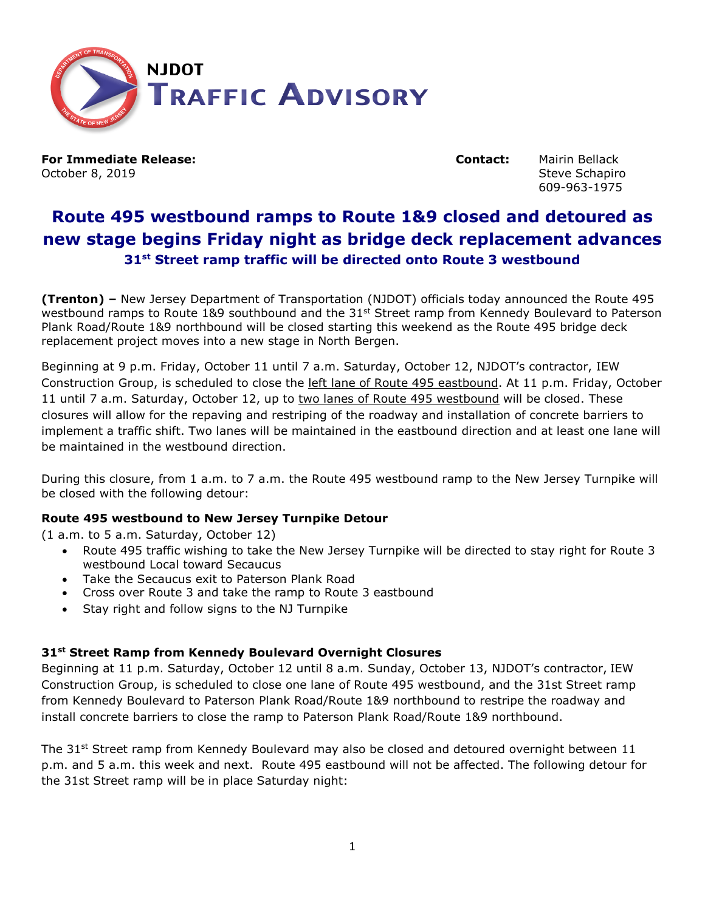**NJDOT**
# TRAFFIC ADVISORY

**For Immediate Release:**
October 8, 2019

**Contact:** Mairin Bellack
Steve Schapiro
609-963-1975

## Route 495 westbound ramps to Route 1&9 closed and detoured as new stage begins Friday night as bridge deck replacement advances

### 31st Street ramp traffic will be directed onto Route 3 westbound

**(Trenton) –** New Jersey Department of Transportation (NJDOT) officials today announced the Route 495 westbound ramps to Route 1&9 southbound and the 31st Street ramp from Kennedy Boulevard to Paterson Plank Road/Route 1&9 northbound will be closed starting this weekend as the Route 495 bridge deck replacement project moves into a new stage in North Bergen.

Beginning at 9 p.m. Friday, October 11 until 7 a.m. Saturday, October 12, NJDOT's contractor, IEW Construction Group, is scheduled to close the left lane of Route 495 eastbound. At 11 p.m. Friday, October 11 until 7 a.m. Saturday, October 12, up to two lanes of Route 495 westbound will be closed. These closures will allow for the repaving and restriping of the roadway and installation of concrete barriers to implement a traffic shift. Two lanes will be maintained in the eastbound direction and at least one lane will be maintained in the westbound direction.

During this closure, from 1 a.m. to 7 a.m. the Route 495 westbound ramp to the New Jersey Turnpike will be closed with the following detour:

**Route 495 westbound to New Jersey Turnpike Detour**
(1 a.m. to 5 a.m. Saturday, October 12)

- Route 495 traffic wishing to take the New Jersey Turnpike will be directed to stay right for Route 3 westbound Local toward Secaucus
- Take the Secaucus exit to Paterson Plank Road
- Cross over Route 3 and take the ramp to Route 3 eastbound
- Stay right and follow signs to the NJ Turnpike

**31st Street Ramp from Kennedy Boulevard Overnight Closures**
Beginning at 11 p.m. Saturday, October 12 until 8 a.m. Sunday, October 13, NJDOT's contractor, IEW Construction Group, is scheduled to close one lane of Route 495 westbound, and the 31st Street ramp from Kennedy Boulevard to Paterson Plank Road/Route 1&9 northbound to restripe the roadway and install concrete barriers to close the ramp to Paterson Plank Road/Route 1&9 northbound.

The 31st Street ramp from Kennedy Boulevard may also be closed and detoured overnight between 11 p.m. and 5 a.m. this week and next. Route 495 eastbound will not be affected. The following detour for the 31st Street ramp will be in place Saturday night: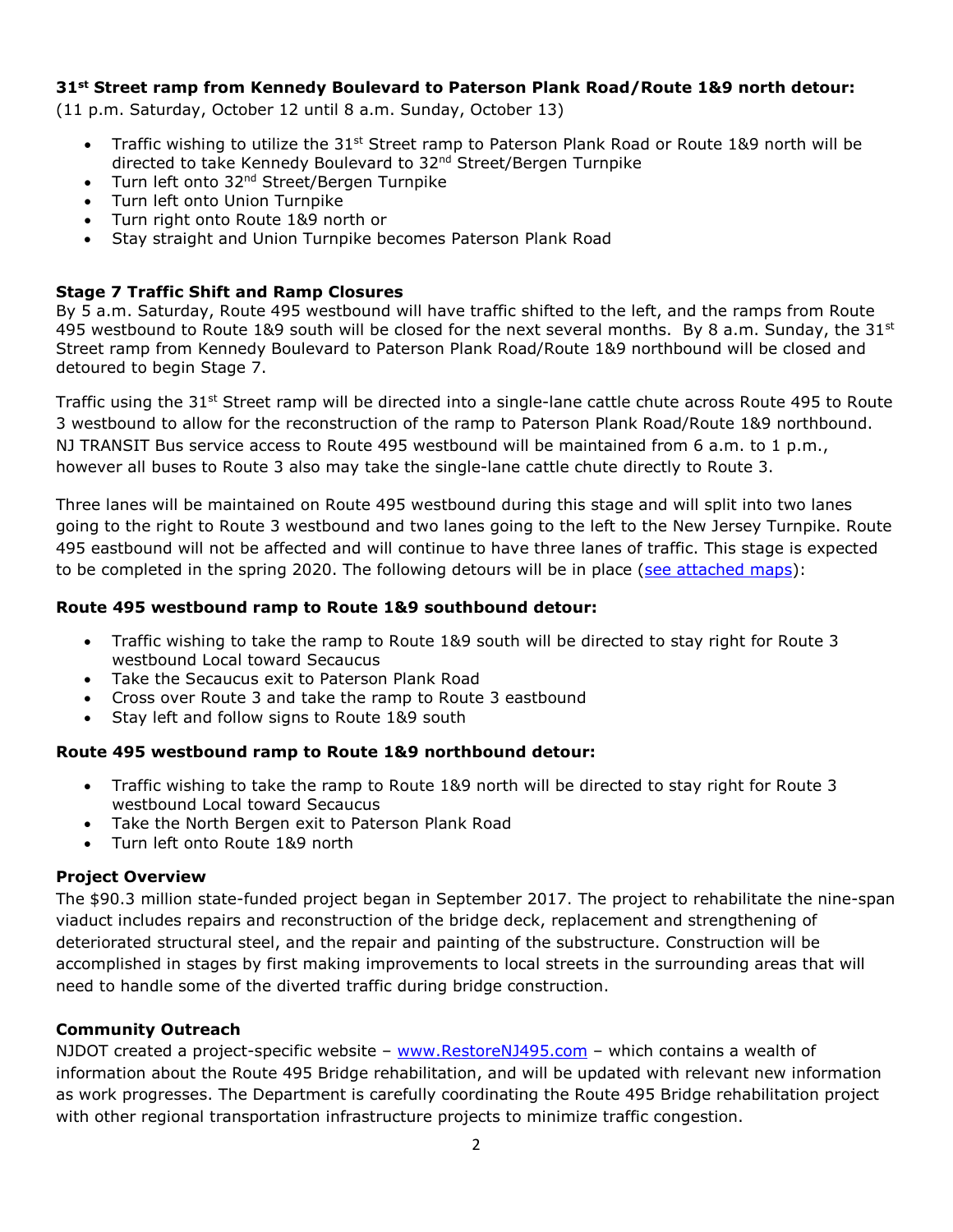**31st Street ramp from Kennedy Boulevard to Paterson Plank Road/Route 1&9 north detour:**

(11 p.m. Saturday, October 12 until 8 a.m. Sunday, October 13)

- Traffic wishing to utilize the 31st Street ramp to Paterson Plank Road or Route 1&9 north will be directed to take Kennedy Boulevard to 32nd Street/Bergen Turnpike
- Turn left onto 32nd Street/Bergen Turnpike
- Turn left onto Union Turnpike
- Turn right onto Route 1&9 north or
- Stay straight and Union Turnpike becomes Paterson Plank Road

**Stage 7 Traffic Shift and Ramp Closures**

By 5 a.m. Saturday, Route 495 westbound will have traffic shifted to the left, and the ramps from Route 495 westbound to Route 1&9 south will be closed for the next several months. By 8 a.m. Sunday, the 31st Street ramp from Kennedy Boulevard to Paterson Plank Road/Route 1&9 northbound will be closed and detoured to begin Stage 7.

Traffic using the 31st Street ramp will be directed into a single-lane cattle chute across Route 495 to Route 3 westbound to allow for the reconstruction of the ramp to Paterson Plank Road/Route 1&9 northbound. NJ TRANSIT Bus service access to Route 495 westbound will be maintained from 6 a.m. to 1 p.m., however all buses to Route 3 also may take the single-lane cattle chute directly to Route 3.

Three lanes will be maintained on Route 495 westbound during this stage and will split into two lanes going to the right to Route 3 westbound and two lanes going to the left to the New Jersey Turnpike. Route 495 eastbound will not be affected and will continue to have three lanes of traffic. This stage is expected to be completed in the spring 2020. The following detours will be in place (see attached maps):

**Route 495 westbound ramp to Route 1&9 southbound detour:**

- Traffic wishing to take the ramp to Route 1&9 south will be directed to stay right for Route 3 westbound Local toward Secaucus
- Take the Secaucus exit to Paterson Plank Road
- Cross over Route 3 and take the ramp to Route 3 eastbound
- Stay left and follow signs to Route 1&9 south

**Route 495 westbound ramp to Route 1&9 northbound detour:**

- Traffic wishing to take the ramp to Route 1&9 north will be directed to stay right for Route 3 westbound Local toward Secaucus
- Take the North Bergen exit to Paterson Plank Road
- Turn left onto Route 1&9 north

**Project Overview**

The $90.3 million state-funded project began in September 2017. The project to rehabilitate the nine-span viaduct includes repairs and reconstruction of the bridge deck, replacement and strengthening of deteriorated structural steel, and the repair and painting of the substructure. Construction will be accomplished in stages by first making improvements to local streets in the surrounding areas that will need to handle some of the diverted traffic during bridge construction.

**Community Outreach**

NJDOT created a project-specific website – www.RestoreNJ495.com – which contains a wealth of information about the Route 495 Bridge rehabilitation, and will be updated with relevant new information as work progresses. The Department is carefully coordinating the Route 495 Bridge rehabilitation project with other regional transportation infrastructure projects to minimize traffic congestion.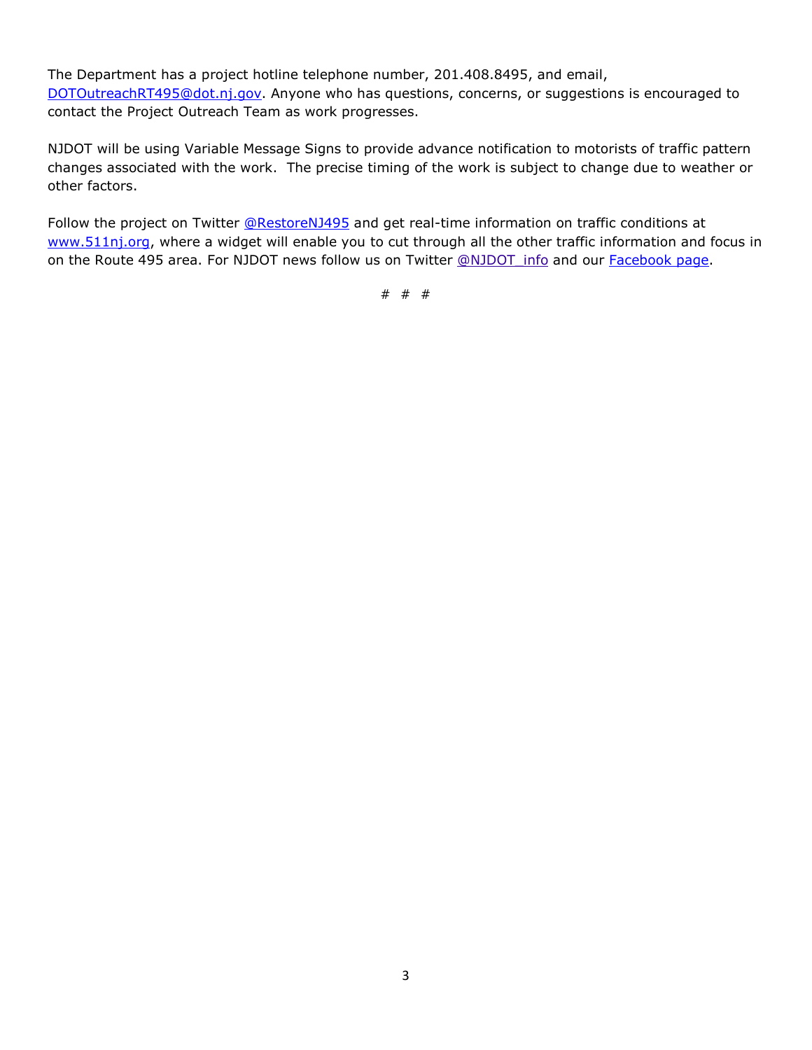The Department has a project hotline telephone number, 201.408.8495, and email, DOTOutreachRT495@dot.nj.gov. Anyone who has questions, concerns, or suggestions is encouraged to contact the Project Outreach Team as work progresses.

NJDOT will be using Variable Message Signs to provide advance notification to motorists of traffic pattern changes associated with the work. The precise timing of the work is subject to change due to weather or other factors.

Follow the project on Twitter @RestoreNJ495 and get real-time information on traffic conditions at www.511nj.org, where a widget will enable you to cut through all the other traffic information and focus in on the Route 495 area. For NJDOT news follow us on Twitter @NJDOT_info and our Facebook page.

# # #